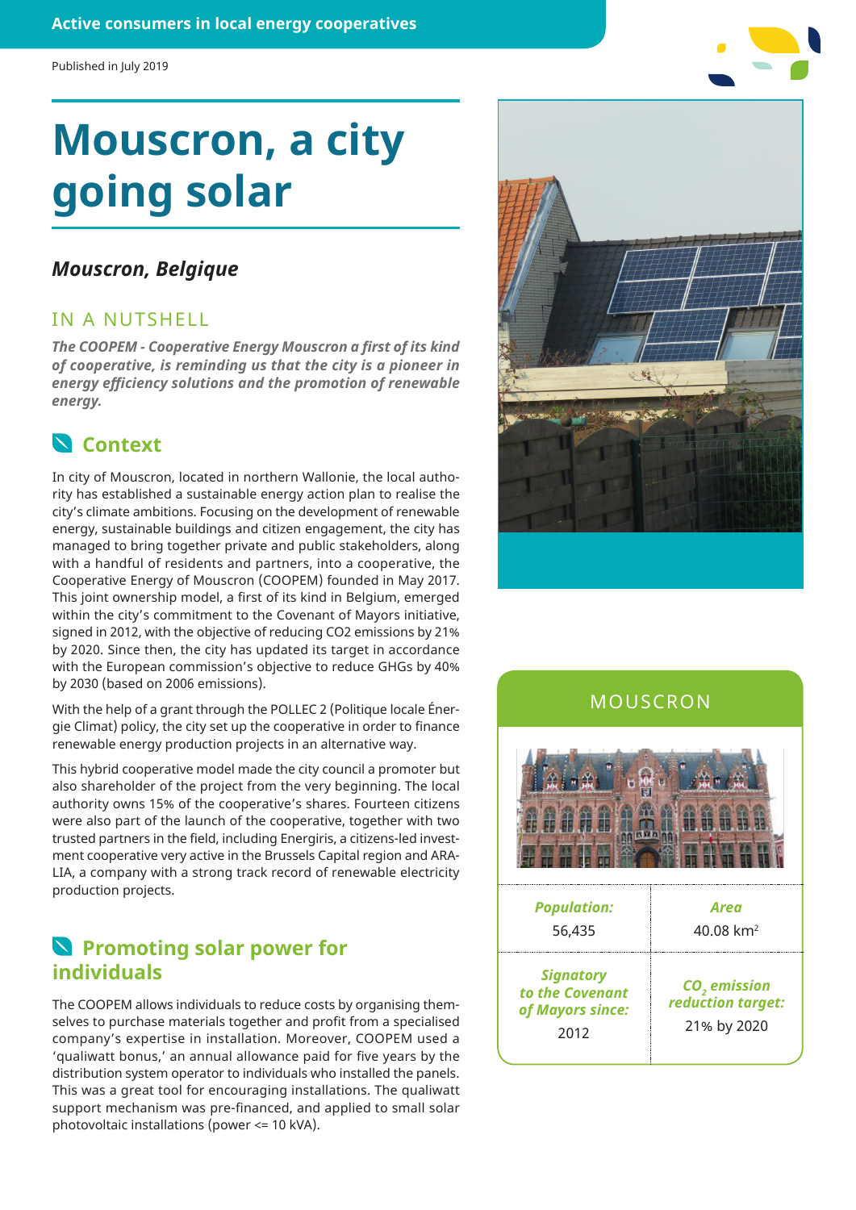Active consumers in local energy cooperatives

Published in July 2019

# Mouscron, a city going solar

### *Mouscron, Belgique*

## IN A NUTSHELL

***The COOPEM - Cooperative Energy Mouscron a first of its kind of cooperative, is reminding us that the city is a pioneer in energy efficiency solutions and the promotion of renewable energy.***

## Context

In city of Mouscron, located in northern Wallonie, the local authority has established a sustainable energy action plan to realise the city's climate ambitions. Focusing on the development of renewable energy, sustainable buildings and citizen engagement, the city has managed to bring together private and public stakeholders, along with a handful of residents and partners, into a cooperative, the Cooperative Energy of Mouscron (COOPEM) founded in May 2017. This joint ownership model, a first of its kind in Belgium, emerged within the city's commitment to the Covenant of Mayors initiative, signed in 2012, with the objective of reducing CO2 emissions by 21% by 2020. Since then, the city has updated its target in accordance with the European commission's objective to reduce GHGs by 40% by 2030 (based on 2006 emissions).

With the help of a grant through the POLLEC 2 (Politique locale Énergie Climat) policy, the city set up the cooperative in order to finance renewable energy production projects in an alternative way.

This hybrid cooperative model made the city council a promoter but also shareholder of the project from the very beginning. The local authority owns 15% of the cooperative's shares. Fourteen citizens were also part of the launch of the cooperative, together with two trusted partners in the field, including Energiris, a citizens-led investment cooperative very active in the Brussels Capital region and ARALIA, a company with a strong track record of renewable electricity production projects.

## Promoting solar power for individuals

The COOPEM allows individuals to reduce costs by organising themselves to purchase materials together and profit from a specialised company's expertise in installation. Moreover, COOPEM used a 'qualiwatt bonus,' an annual allowance paid for five years by the distribution system operator to individuals who installed the panels. This was a great tool for encouraging installations. The qualiwatt support mechanism was pre-financed, and applied to small solar photovoltaic installations (power <= 10 kVA).

## MOUSCRON

| ***Population:*** | ***Area*** |
|---|---|
| 56,435 | 40.08 km$^2$ |
| ***Signatory to the Covenant of Mayors since:*** | ***$CO_2$ emission reduction target:*** |
| 2012 | 21% by 2020 |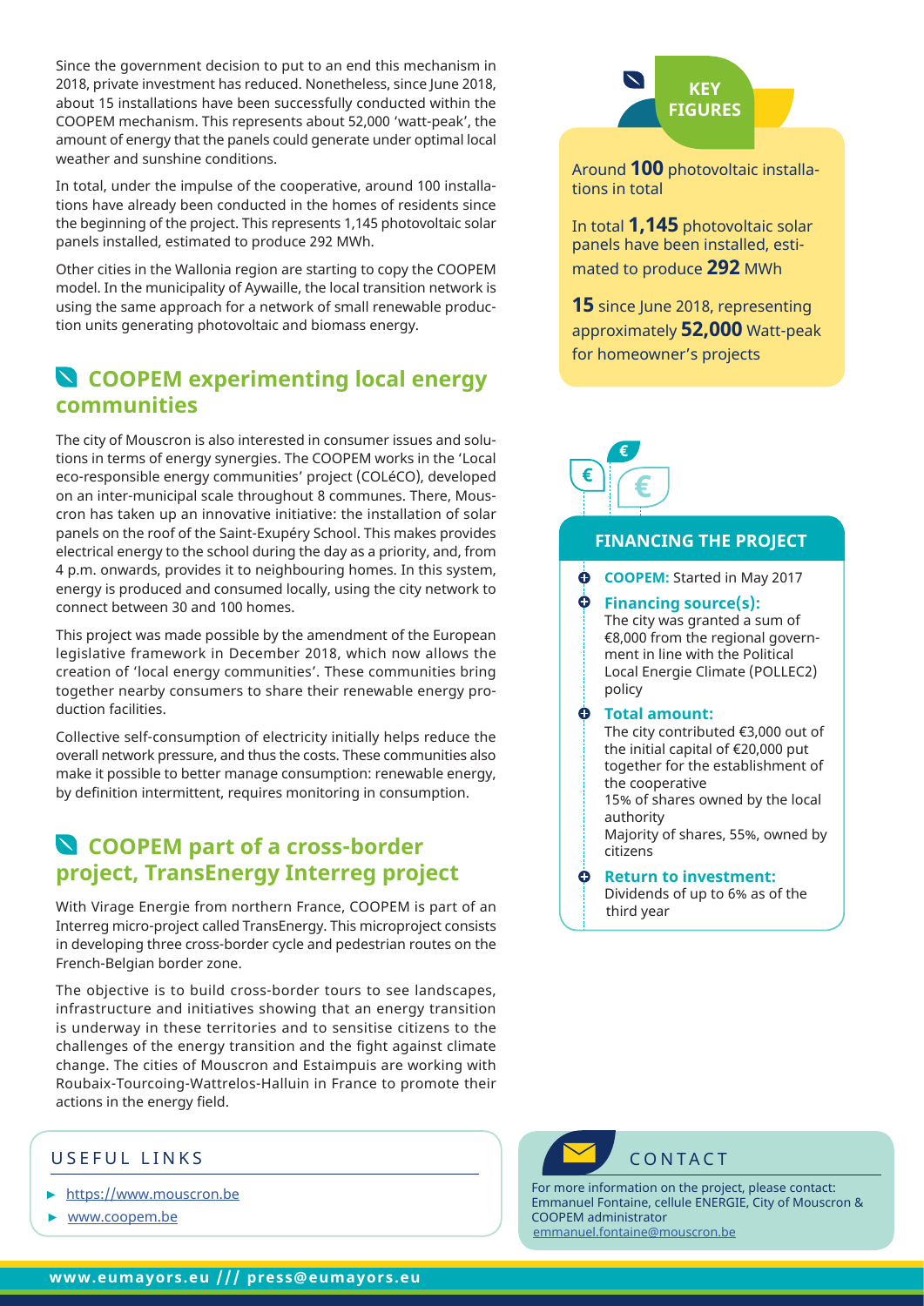Since the government decision to put to an end this mechanism in 2018, private investment has reduced. Nonetheless, since June 2018, about 15 installations have been successfully conducted within the COOPEM mechanism. This represents about 52,000 'watt-peak', the amount of energy that the panels could generate under optimal local weather and sunshine conditions.

In total, under the impulse of the cooperative, around 100 installations have already been conducted in the homes of residents since the beginning of the project. This represents 1,145 photovoltaic solar panels installed, estimated to produce 292 MWh.

Other cities in the Wallonia region are starting to copy the COOPEM model. In the municipality of Aywaille, the local transition network is using the same approach for a network of small renewable production units generating photovoltaic and biomass energy.

## COOPEM experimenting local energy communities

The city of Mouscron is also interested in consumer issues and solutions in terms of energy synergies. The COOPEM works in the 'Local eco-responsible energy communities' project (COLéCO), developed on an inter-municipal scale throughout 8 communes. There, Mouscron has taken up an innovative initiative: the installation of solar panels on the roof of the Saint-Exupéry School. This makes provides electrical energy to the school during the day as a priority, and, from 4 p.m. onwards, provides it to neighbouring homes. In this system, energy is produced and consumed locally, using the city network to connect between 30 and 100 homes.

This project was made possible by the amendment of the European legislative framework in December 2018, which now allows the creation of 'local energy communities'. These communities bring together nearby consumers to share their renewable energy production facilities.

Collective self-consumption of electricity initially helps reduce the overall network pressure, and thus the costs. These communities also make it possible to better manage consumption: renewable energy, by definition intermittent, requires monitoring in consumption.

## COOPEM part of a cross-border project, TransEnergy Interreg project

With Virage Energie from northern France, COOPEM is part of an Interreg micro-project called TransEnergy. This microproject consists in developing three cross-border cycle and pedestrian routes on the French-Belgian border zone.

The objective is to build cross-border tours to see landscapes, infrastructure and initiatives showing that an energy transition is underway in these territories and to sensitise citizens to the challenges of the energy transition and the fight against climate change. The cities of Mouscron and Estaimpuis are working with Roubaix-Tourcoing-Wattrelos-Halluin in France to promote their actions in the energy field.

### KEY FIGURES

Around **100** photovoltaic installations in total

In total **1,145** photovoltaic solar panels have been installed, estimated to produce **292** MWh

**15** since June 2018, representing approximately **52,000** Watt-peak for homeowner's projects

### FINANCING THE PROJECT

- **COOPEM:** Started in May 2017
- **Financing source(s):** The city was granted a sum of €8,000 from the regional government in line with the Political Local Energie Climate (POLLEC2) policy
- **Total amount:** The city contributed €3,000 out of the initial capital of €20,000 put together for the establishment of the cooperative
  15% of shares owned by the local authority
  Majority of shares, 55%, owned by citizens
- **Return to investment:** Dividends of up to 6% as of the third year

### USEFUL LINKS

- https://www.mouscron.be
- www.coopem.be

### CONTACT

For more information on the project, please contact: Emmanuel Fontaine, cellule ENERGIE, City of Mouscron & COOPEM administrator
emmanuel.fontaine@mouscron.be

www.eumayors.eu /// press@eumayors.eu